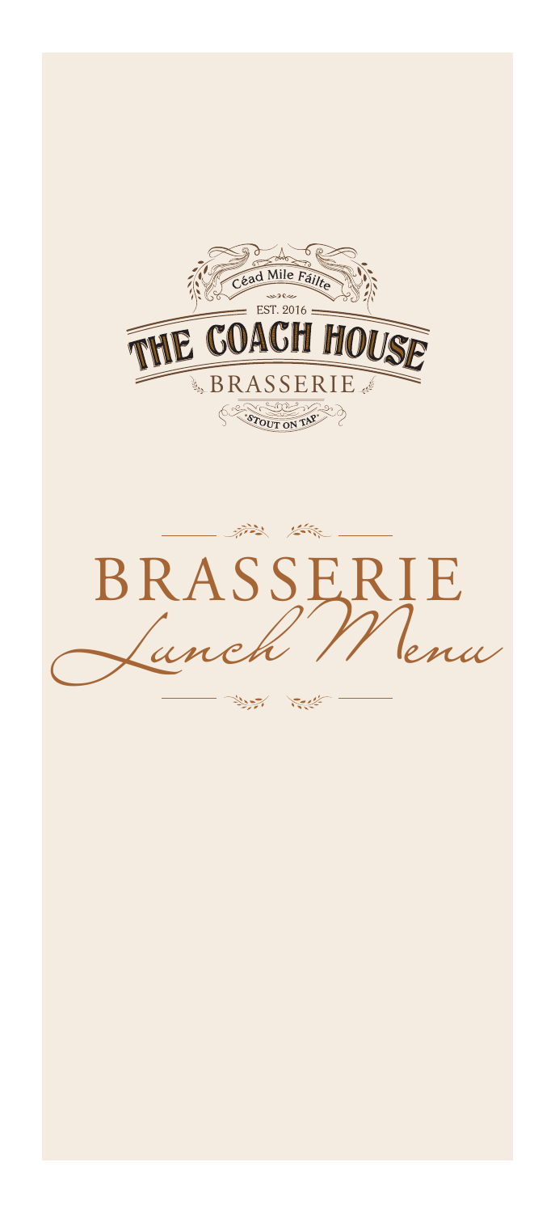Céad Mile Fáilte

EST. 2016

# THE COACH HOUSE

BRASSERIE

STOUT ON TAP

# BRASSERIE

## *Lunch Menu*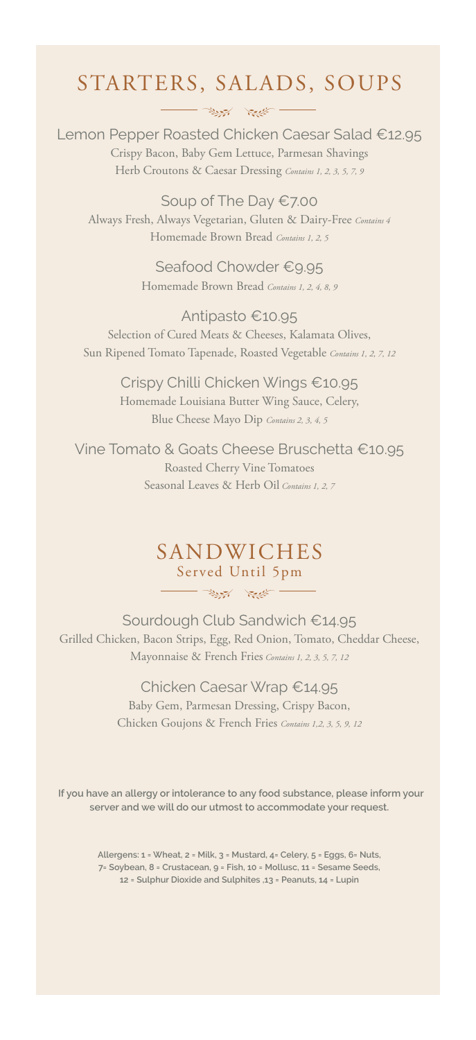# STARTERS, SALADS, SOUPS

### Lemon Pepper Roasted Chicken Caesar Salad €12.95

Crispy Bacon, Baby Gem Lettuce, Parmesan Shavings
Herb Croutons & Caesar Dressing *Contains 1, 2, 3, 5, 7, 9*

### Soup of The Day €7.00

Always Fresh, Always Vegetarian, Gluten & Dairy-Free *Contains 4*
Homemade Brown Bread *Contains 1, 2, 5*

### Seafood Chowder €9.95

Homemade Brown Bread *Contains 1, 2, 4, 8, 9*

### Antipasto €10.95

Selection of Cured Meats & Cheeses, Kalamata Olives,
Sun Ripened Tomato Tapenade, Roasted Vegetable *Contains 1, 2, 7, 12*

### Crispy Chilli Chicken Wings €10.95

Homemade Louisiana Butter Wing Sauce, Celery,
Blue Cheese Mayo Dip *Contains 2, 3, 4, 5*

### Vine Tomato & Goats Cheese Bruschetta €10.95

Roasted Cherry Vine Tomatoes
Seasonal Leaves & Herb Oil *Contains 1, 2, 7*

# SANDWICHES

## Served Until 5pm

### Sourdough Club Sandwich €14.95

Grilled Chicken, Bacon Strips, Egg, Red Onion, Tomato, Cheddar Cheese,
Mayonnaise & French Fries *Contains 1, 2, 3, 5, 7, 12*

### Chicken Caesar Wrap €14.95

Baby Gem, Parmesan Dressing, Crispy Bacon,
Chicken Goujons & French Fries *Contains 1,2, 3, 5, 9, 12*

**If you have an allergy or intolerance to any food substance, please inform your server and we will do our utmost to accommodate your request.**

**Allergens: 1 = Wheat, 2 = Milk, 3 = Mustard, 4= Celery, 5 = Eggs, 6= Nuts, 7= Soybean, 8 = Crustacean, 9 = Fish, 10 = Mollusc, 11 = Sesame Seeds, 12 = Sulphur Dioxide and Sulphites ,13 = Peanuts, 14 = Lupin**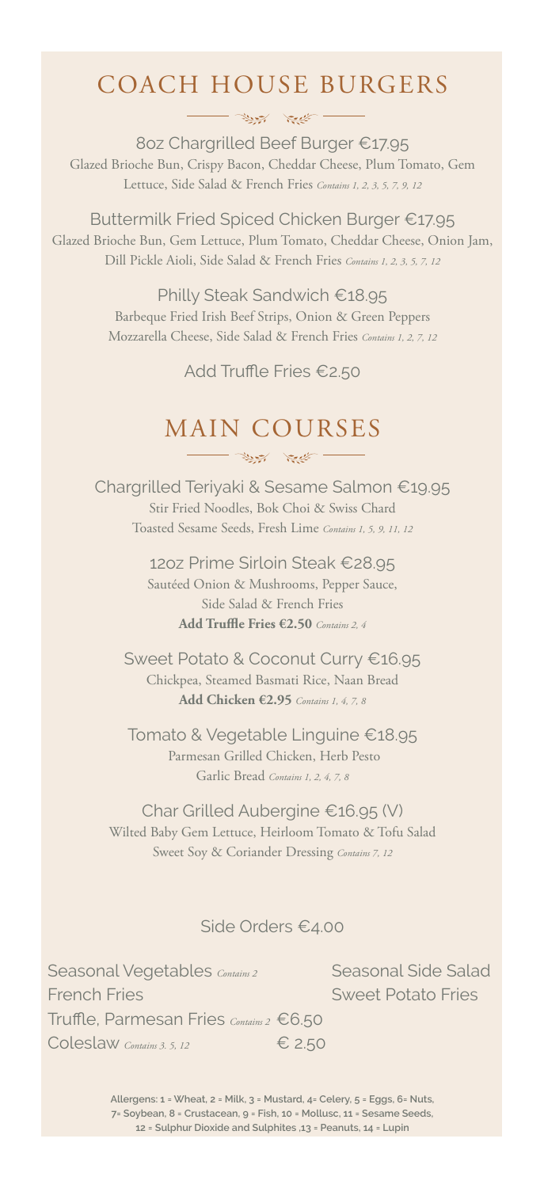# COACH HOUSE BURGERS

**8oz Chargrilled Beef Burger €17.95**
Glazed Brioche Bun, Crispy Bacon, Cheddar Cheese, Plum Tomato, Gem Lettuce, Side Salad & French Fries *Contains 1, 2, 3, 5, 7, 9, 12*

**Buttermilk Fried Spiced Chicken Burger €17.95**
Glazed Brioche Bun, Gem Lettuce, Plum Tomato, Cheddar Cheese, Onion Jam, Dill Pickle Aioli, Side Salad & French Fries *Contains 1, 2, 3, 5, 7, 12*

**Philly Steak Sandwich €18.95**
Barbeque Fried Irish Beef Strips, Onion & Green Peppers Mozzarella Cheese, Side Salad & French Fries *Contains 1, 2, 7, 12*

Add Truffle Fries €2.50

# MAIN COURSES

**Chargrilled Teriyaki & Sesame Salmon €19.95**
Stir Fried Noodles, Bok Choi & Swiss Chard
Toasted Sesame Seeds, Fresh Lime *Contains 1, 5, 9, 11, 12*

**12oz Prime Sirloin Steak €28.95**
Sautéed Onion & Mushrooms, Pepper Sauce,
Side Salad & French Fries
**Add Truffle Fries €2.50** *Contains 2, 4*

**Sweet Potato & Coconut Curry €16.95**
Chickpea, Steamed Basmati Rice, Naan Bread
**Add Chicken €2.95** *Contains 1, 4, 7, 8*

**Tomato & Vegetable Linguine €18.95**
Parmesan Grilled Chicken, Herb Pesto
Garlic Bread *Contains 1, 2, 4, 7, 8*

**Char Grilled Aubergine €16.95 (V)**
Wilted Baby Gem Lettuce, Heirloom Tomato & Tofu Salad
Sweet Soy & Coriander Dressing *Contains 7, 12*

## Side Orders €4.00

- Seasonal Vegetables *Contains 2*
- Seasonal Side Salad
- French Fries
- Sweet Potato Fries
- Truffle, Parmesan Fries *Contains 2* €6.50
- Coleslaw *Contains 3, 5, 12* € 2.50

**Allergens: 1 = Wheat, 2 = Milk, 3 = Mustard, 4= Celery, 5 = Eggs, 6= Nuts, 7= Soybean, 8 = Crustacean, 9 = Fish, 10 = Mollusc, 11 = Sesame Seeds, 12 = Sulphur Dioxide and Sulphites ,13 = Peanuts, 14 = Lupin**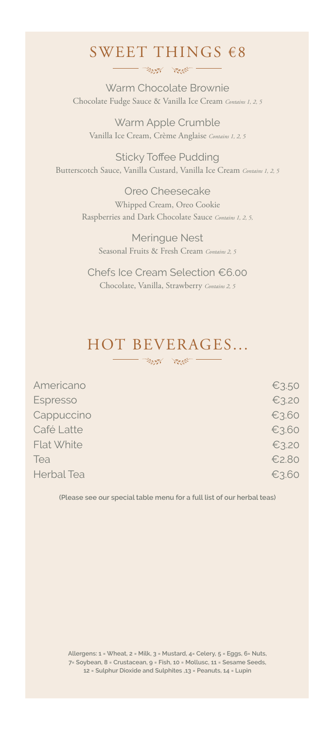## SWEET THINGS €8

Warm Chocolate Brownie
Chocolate Fudge Sauce & Vanilla Ice Cream *Contains 1, 2, 5*

Warm Apple Crumble
Vanilla Ice Cream, Crème Anglaise *Contains 1, 2, 5*

Sticky Toffee Pudding
Butterscotch Sauce, Vanilla Custard, Vanilla Ice Cream *Contains 1, 2, 5*

Oreo Cheesecake
Whipped Cream, Oreo Cookie
Raspberries and Dark Chocolate Sauce *Contains 1, 2, 5,*

Meringue Nest
Seasonal Fruits & Fresh Cream *Contains 2, 5*

Chefs Ice Cream Selection €6.00
Chocolate, Vanilla, Strawberry *Contains 2, 5*

## HOT BEVERAGES...

| | |
|---|---|
| Americano | €3.50 |
| Espresso | €3.20 |
| Cappuccino | €3.60 |
| Café Latte | €3.60 |
| Flat White | €3.20 |
| Tea | €2.80 |
| Herbal Tea | €3.60 |

**(Please see our special table menu for a full list of our herbal teas)**

**Allergens: 1 = Wheat, 2 = Milk, 3 = Mustard, 4= Celery, 5 = Eggs, 6= Nuts, 7= Soybean, 8 = Crustacean, 9 = Fish, 10 = Mollusc, 11 = Sesame Seeds, 12 = Sulphur Dioxide and Sulphites ,13 = Peanuts, 14 = Lupin**